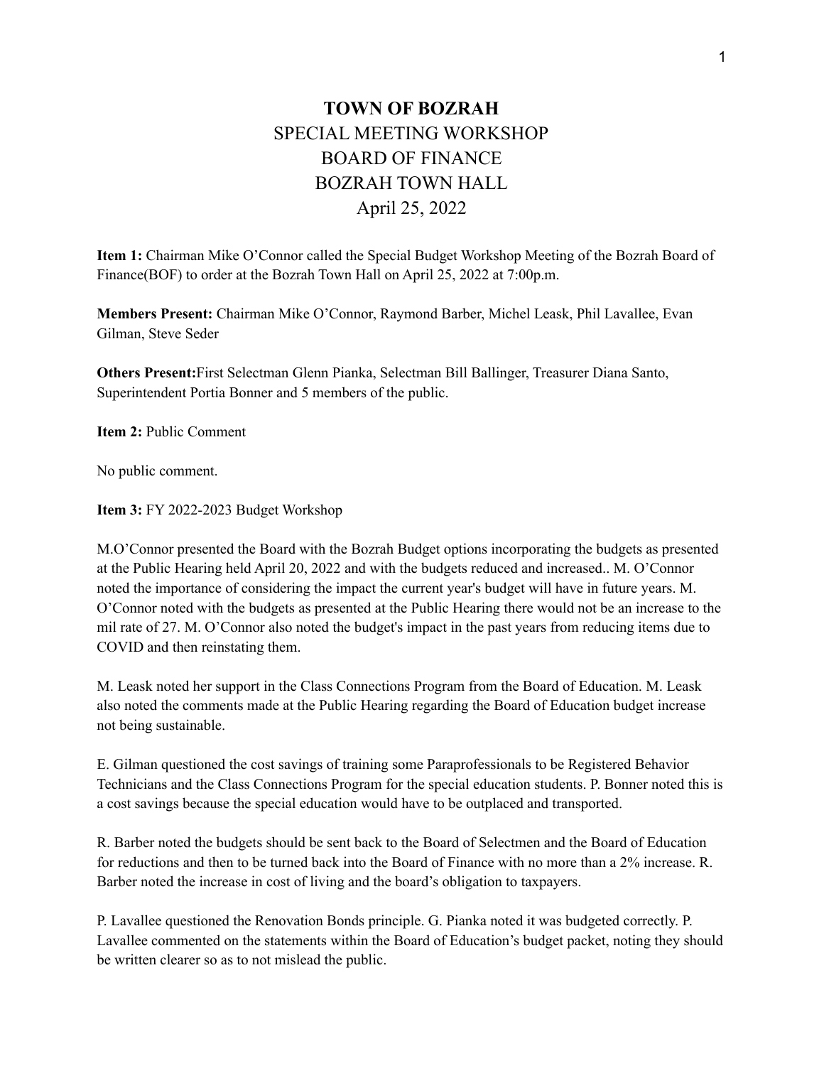# TOWN OF BOZRAH

SPECIAL MEETING WORKSHOP
BOARD OF FINANCE
BOZRAH TOWN HALL
April 25, 2022

**Item 1:** Chairman Mike O'Connor called the Special Budget Workshop Meeting of the Bozrah Board of Finance(BOF) to order at the Bozrah Town Hall on April 25, 2022 at 7:00p.m.

**Members Present:** Chairman Mike O'Connor, Raymond Barber, Michel Leask, Phil Lavallee, Evan Gilman, Steve Seder

**Others Present:**First Selectman Glenn Pianka, Selectman Bill Ballinger, Treasurer Diana Santo, Superintendent Portia Bonner and 5 members of the public.

**Item 2:** Public Comment

No public comment.

**Item 3:** FY 2022-2023 Budget Workshop

M.O'Connor presented the Board with the Bozrah Budget options incorporating the budgets as presented at the Public Hearing held April 20, 2022 and with the budgets reduced and increased.. M. O'Connor noted the importance of considering the impact the current year's budget will have in future years. M. O'Connor noted with the budgets as presented at the Public Hearing there would not be an increase to the mil rate of 27. M. O'Connor also noted the budget's impact in the past years from reducing items due to COVID and then reinstating them.

M. Leask noted her support in the Class Connections Program from the Board of Education. M. Leask also noted the comments made at the Public Hearing regarding the Board of Education budget increase not being sustainable.

E. Gilman questioned the cost savings of training some Paraprofessionals to be Registered Behavior Technicians and the Class Connections Program for the special education students. P. Bonner noted this is a cost savings because the special education would have to be outplaced and transported.

R. Barber noted the budgets should be sent back to the Board of Selectmen and the Board of Education for reductions and then to be turned back into the Board of Finance with no more than a 2% increase. R. Barber noted the increase in cost of living and the board's obligation to taxpayers.

P. Lavallee questioned the Renovation Bonds principle. G. Pianka noted it was budgeted correctly. P. Lavallee commented on the statements within the Board of Education's budget packet, noting they should be written clearer so as to not mislead the public.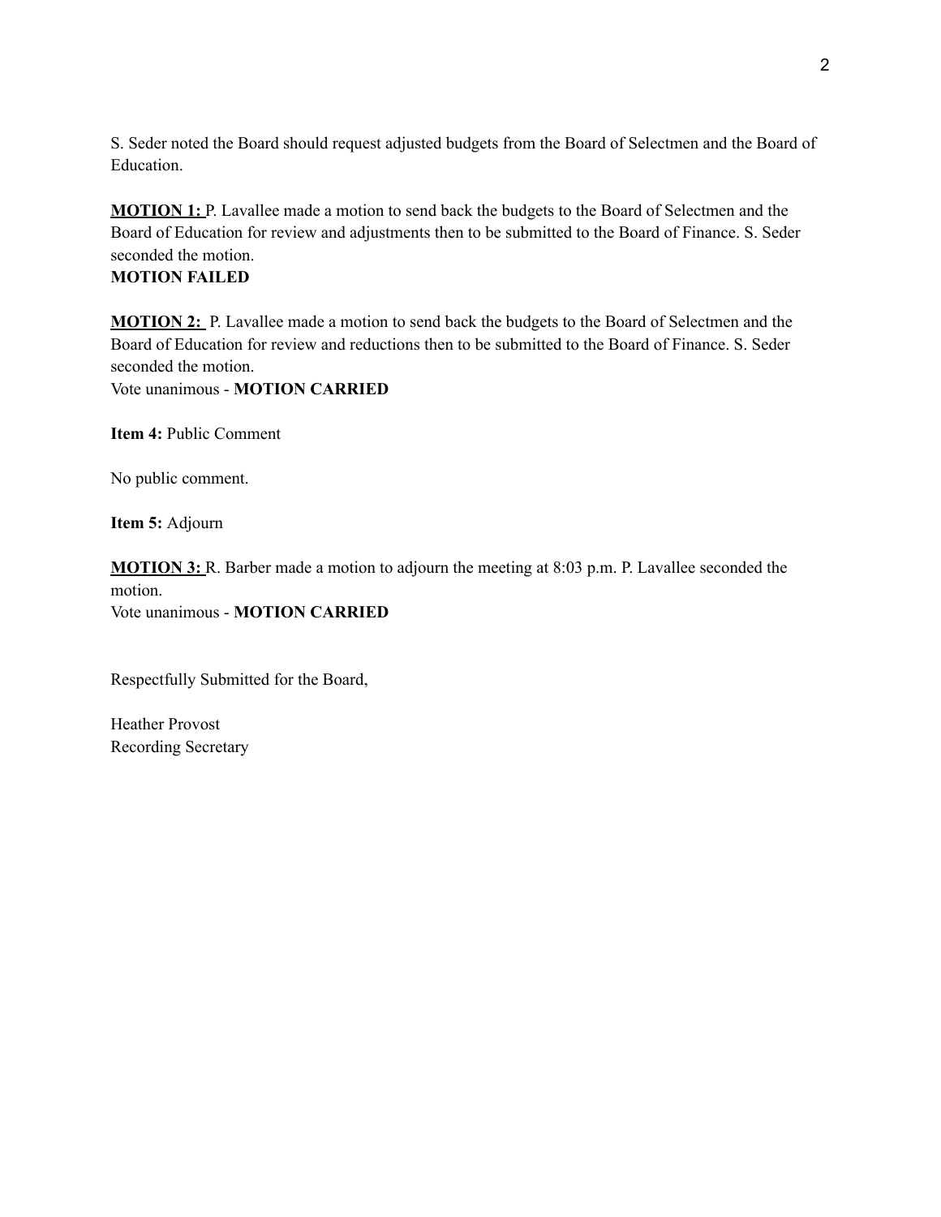S. Seder noted the Board should request adjusted budgets from the Board of Selectmen and the Board of Education.

**MOTION 1:** P. Lavallee made a motion to send back the budgets to the Board of Selectmen and the Board of Education for review and adjustments then to be submitted to the Board of Finance. S. Seder seconded the motion.
**MOTION FAILED**

**MOTION 2:** P. Lavallee made a motion to send back the budgets to the Board of Selectmen and the Board of Education for review and reductions then to be submitted to the Board of Finance. S. Seder seconded the motion.
Vote unanimous - **MOTION CARRIED**

**Item 4:** Public Comment

No public comment.

**Item 5:** Adjourn

**MOTION 3:** R. Barber made a motion to adjourn the meeting at 8:03 p.m. P. Lavallee seconded the motion.
Vote unanimous - **MOTION CARRIED**

Respectfully Submitted for the Board,

Heather Provost
Recording Secretary